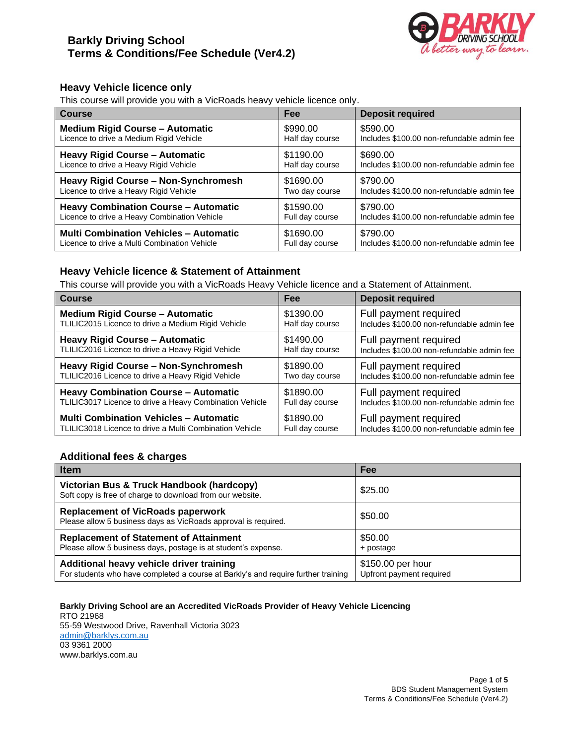# Barkly Driving School
# Terms & Conditions/Fee Schedule (Ver4.2)

## Heavy Vehicle licence only

This course will provide you with a VicRoads heavy vehicle licence only.

| Course | Fee | Deposit required |
| --- | --- | --- |
| **Medium Rigid Course – Automatic**<br>Licence to drive a Medium Rigid Vehicle | $990.00<br>Half day course | $590.00<br>Includes $100.00 non-refundable admin fee |
| **Heavy Rigid Course – Automatic**<br>Licence to drive a Heavy Rigid Vehicle | $1190.00<br>Half day course | $690.00<br>Includes $100.00 non-refundable admin fee |
| **Heavy Rigid Course – Non-Synchromesh**<br>Licence to drive a Heavy Rigid Vehicle | $1690.00<br>Two day course | $790.00<br>Includes $100.00 non-refundable admin fee |
| **Heavy Combination Course – Automatic**<br>Licence to drive a Heavy Combination Vehicle | $1590.00<br>Full day course | $790.00<br>Includes $100.00 non-refundable admin fee |
| **Multi Combination Vehicles – Automatic**<br>Licence to drive a Multi Combination Vehicle | $1690.00<br>Full day course | $790.00<br>Includes $100.00 non-refundable admin fee |

## Heavy Vehicle licence & Statement of Attainment

This course will provide you with a VicRoads Heavy Vehicle licence and a Statement of Attainment.

| Course | Fee | Deposit required |
| --- | --- | --- |
| **Medium Rigid Course – Automatic**<br>TLILIC2015 Licence to drive a Medium Rigid Vehicle | $1390.00<br>Half day course | Full payment required<br>Includes $100.00 non-refundable admin fee |
| **Heavy Rigid Course – Automatic**<br>TLILIC2016 Licence to drive a Heavy Rigid Vehicle | $1490.00<br>Half day course | Full payment required<br>Includes $100.00 non-refundable admin fee |
| **Heavy Rigid Course – Non-Synchromesh**<br>TLILIC2016 Licence to drive a Heavy Rigid Vehicle | $1890.00<br>Two day course | Full payment required<br>Includes $100.00 non-refundable admin fee |
| **Heavy Combination Course – Automatic**<br>TLILIC3017 Licence to drive a Heavy Combination Vehicle | $1890.00<br>Full day course | Full payment required<br>Includes $100.00 non-refundable admin fee |
| **Multi Combination Vehicles – Automatic**<br>TLILIC3018 Licence to drive a Multi Combination Vehicle | $1890.00<br>Full day course | Full payment required<br>Includes $100.00 non-refundable admin fee |

## Additional fees & charges

| Item | Fee |
| --- | --- |
| **Victorian Bus & Truck Handbook (hardcopy)**<br>Soft copy is free of charge to download from our website. | $25.00 |
| **Replacement of VicRoads paperwork**<br>Please allow 5 business days as VicRoads approval is required. | $50.00 |
| **Replacement of Statement of Attainment**<br>Please allow 5 business days, postage is at student's expense. | $50.00<br>+ postage |
| **Additional heavy vehicle driver training**<br>For students who have completed a course at Barkly's and require further training | $150.00 per hour<br>Upfront payment required |

**Barkly Driving School are an Accredited VicRoads Provider of Heavy Vehicle Licencing**
RTO 21968
55-59 Westwood Drive, Ravenhall Victoria 3023
admin@barklys.com.au
03 9361 2000
www.barklys.com.au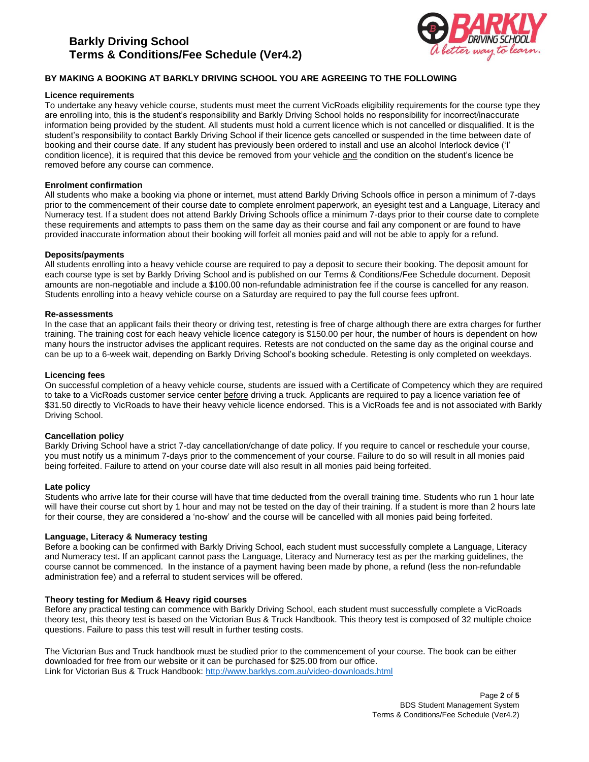**BY MAKING A BOOKING AT BARKLY DRIVING SCHOOL YOU ARE AGREEING TO THE FOLLOWING**

**Licence requirements**

To undertake any heavy vehicle course, students must meet the current VicRoads eligibility requirements for the course type they are enrolling into, this is the student's responsibility and Barkly Driving School holds no responsibility for incorrect/inaccurate information being provided by the student. All students must hold a current licence which is not cancelled or disqualified. It is the student's responsibility to contact Barkly Driving School if their licence gets cancelled or suspended in the time between date of booking and their course date. If any student has previously been ordered to install and use an alcohol Interlock device ('I' condition licence), it is required that this device be removed from your vehicle and the condition on the student's licence be removed before any course can commence.

**Enrolment confirmation**

All students who make a booking via phone or internet, must attend Barkly Driving Schools office in person a minimum of 7-days prior to the commencement of their course date to complete enrolment paperwork, an eyesight test and a Language, Literacy and Numeracy test. If a student does not attend Barkly Driving Schools office a minimum 7-days prior to their course date to complete these requirements and attempts to pass them on the same day as their course and fail any component or are found to have provided inaccurate information about their booking will forfeit all monies paid and will not be able to apply for a refund.

**Deposits/payments**

All students enrolling into a heavy vehicle course are required to pay a deposit to secure their booking. The deposit amount for each course type is set by Barkly Driving School and is published on our Terms & Conditions/Fee Schedule document. Deposit amounts are non-negotiable and include a $100.00 non-refundable administration fee if the course is cancelled for any reason. Students enrolling into a heavy vehicle course on a Saturday are required to pay the full course fees upfront.

**Re-assessments**

In the case that an applicant fails their theory or driving test, retesting is free of charge although there are extra charges for further training. The training cost for each heavy vehicle licence category is $150.00 per hour, the number of hours is dependent on how many hours the instructor advises the applicant requires. Retests are not conducted on the same day as the original course and can be up to a 6-week wait, depending on Barkly Driving School's booking schedule. Retesting is only completed on weekdays.

**Licencing fees**

On successful completion of a heavy vehicle course, students are issued with a Certificate of Competency which they are required to take to a VicRoads customer service center before driving a truck. Applicants are required to pay a licence variation fee of $31.50 directly to VicRoads to have their heavy vehicle licence endorsed. This is a VicRoads fee and is not associated with Barkly Driving School.

**Cancellation policy**

Barkly Driving School have a strict 7-day cancellation/change of date policy. If you require to cancel or reschedule your course, you must notify us a minimum 7-days prior to the commencement of your course. Failure to do so will result in all monies paid being forfeited. Failure to attend on your course date will also result in all monies paid being forfeited.

**Late policy**

Students who arrive late for their course will have that time deducted from the overall training time. Students who run 1 hour late will have their course cut short by 1 hour and may not be tested on the day of their training. If a student is more than 2 hours late for their course, they are considered a 'no-show' and the course will be cancelled with all monies paid being forfeited.

**Language, Literacy & Numeracy testing**

Before a booking can be confirmed with Barkly Driving School, each student must successfully complete a Language, Literacy and Numeracy test**.** If an applicant cannot pass the Language, Literacy and Numeracy test as per the marking guidelines, the course cannot be commenced. In the instance of a payment having been made by phone, a refund (less the non-refundable administration fee) and a referral to student services will be offered.

**Theory testing for Medium & Heavy rigid courses**

Before any practical testing can commence with Barkly Driving School, each student must successfully complete a VicRoads theory test, this theory test is based on the Victorian Bus & Truck Handbook. This theory test is composed of 32 multiple choice questions. Failure to pass this test will result in further testing costs.

The Victorian Bus and Truck handbook must be studied prior to the commencement of your course. The book can be either downloaded for free from our website or it can be purchased for $25.00 from our office.
Link for Victorian Bus & Truck Handbook: http://www.barklys.com.au/video-downloads.html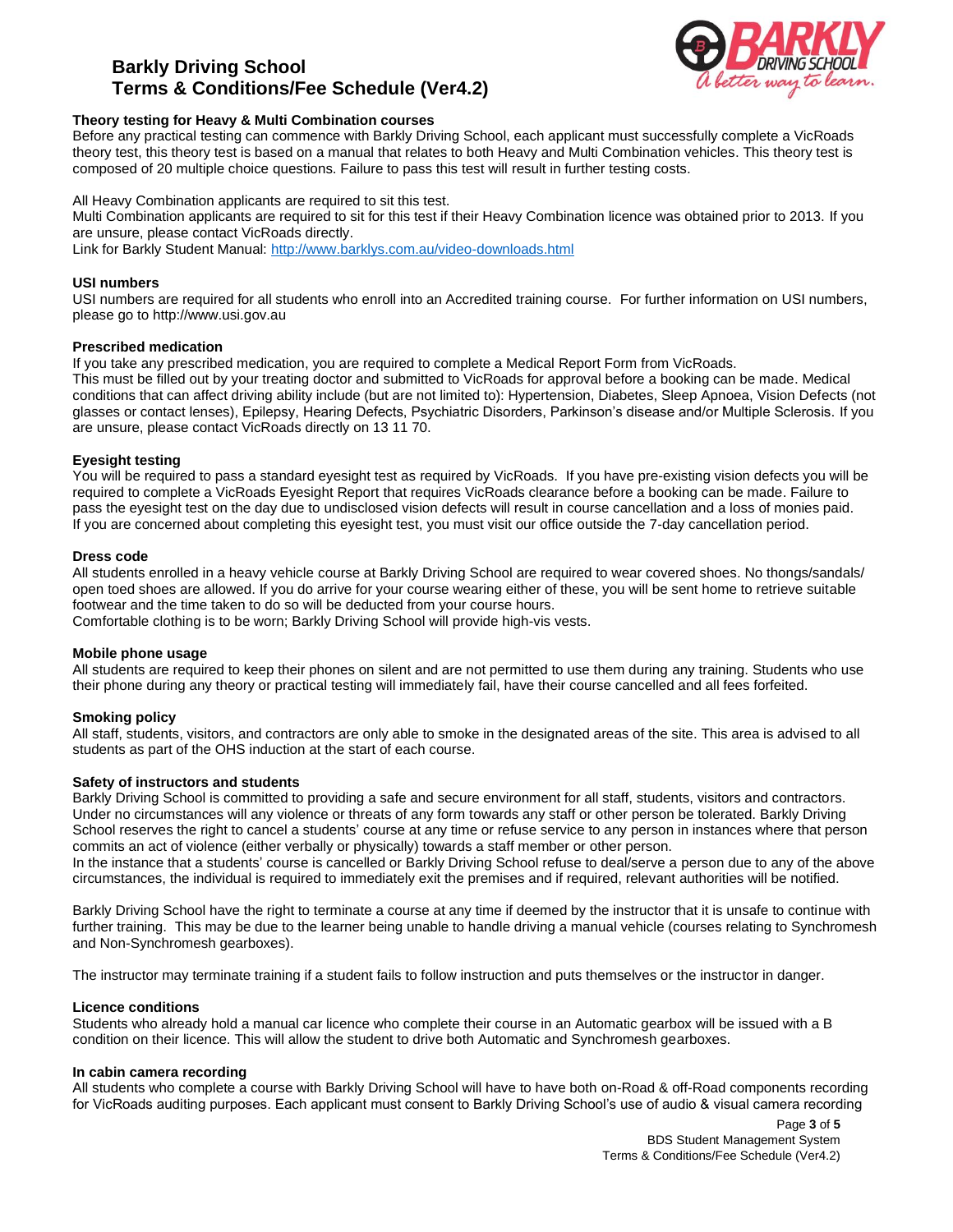# Barkly Driving School
# Terms & Conditions/Fee Schedule (Ver4.2)

**Theory testing for Heavy & Multi Combination courses**

Before any practical testing can commence with Barkly Driving School, each applicant must successfully complete a VicRoads theory test, this theory test is based on a manual that relates to both Heavy and Multi Combination vehicles. This theory test is composed of 20 multiple choice questions. Failure to pass this test will result in further testing costs.

All Heavy Combination applicants are required to sit this test.
Multi Combination applicants are required to sit for this test if their Heavy Combination licence was obtained prior to 2013. If you are unsure, please contact VicRoads directly.
Link for Barkly Student Manual: [http://www.barklys.com.au/video-downloads.html](http://www.barklys.com.au/video-downloads.html)

**USI numbers**

USI numbers are required for all students who enroll into an Accredited training course. For further information on USI numbers, please go to http://www.usi.gov.au

**Prescribed medication**

If you take any prescribed medication, you are required to complete a Medical Report Form from VicRoads.
This must be filled out by your treating doctor and submitted to VicRoads for approval before a booking can be made. Medical conditions that can affect driving ability include (but are not limited to): Hypertension, Diabetes, Sleep Apnoea, Vision Defects (not glasses or contact lenses), Epilepsy, Hearing Defects, Psychiatric Disorders, Parkinson's disease and/or Multiple Sclerosis. If you are unsure, please contact VicRoads directly on 13 11 70.

**Eyesight testing**

You will be required to pass a standard eyesight test as required by VicRoads. If you have pre-existing vision defects you will be required to complete a VicRoads Eyesight Report that requires VicRoads clearance before a booking can be made. Failure to pass the eyesight test on the day due to undisclosed vision defects will result in course cancellation and a loss of monies paid. If you are concerned about completing this eyesight test, you must visit our office outside the 7-day cancellation period.

**Dress code**

All students enrolled in a heavy vehicle course at Barkly Driving School are required to wear covered shoes. No thongs/sandals/ open toed shoes are allowed. If you do arrive for your course wearing either of these, you will be sent home to retrieve suitable footwear and the time taken to do so will be deducted from your course hours.
Comfortable clothing is to be worn; Barkly Driving School will provide high-vis vests.

**Mobile phone usage**

All students are required to keep their phones on silent and are not permitted to use them during any training. Students who use their phone during any theory or practical testing will immediately fail, have their course cancelled and all fees forfeited.

**Smoking policy**

All staff, students, visitors, and contractors are only able to smoke in the designated areas of the site. This area is advised to all students as part of the OHS induction at the start of each course.

**Safety of instructors and students**

Barkly Driving School is committed to providing a safe and secure environment for all staff, students, visitors and contractors. Under no circumstances will any violence or threats of any form towards any staff or other person be tolerated. Barkly Driving School reserves the right to cancel a students' course at any time or refuse service to any person in instances where that person commits an act of violence (either verbally or physically) towards a staff member or other person.
In the instance that a students' course is cancelled or Barkly Driving School refuse to deal/serve a person due to any of the above circumstances, the individual is required to immediately exit the premises and if required, relevant authorities will be notified.

Barkly Driving School have the right to terminate a course at any time if deemed by the instructor that it is unsafe to continue with further training. This may be due to the learner being unable to handle driving a manual vehicle (courses relating to Synchromesh and Non-Synchromesh gearboxes).

The instructor may terminate training if a student fails to follow instruction and puts themselves or the instructor in danger.

**Licence conditions**

Students who already hold a manual car licence who complete their course in an Automatic gearbox will be issued with a B condition on their licence. This will allow the student to drive both Automatic and Synchromesh gearboxes.

**In cabin camera recording**

All students who complete a course with Barkly Driving School will have to have both on-Road & off-Road components recording for VicRoads auditing purposes. Each applicant must consent to Barkly Driving School's use of audio & visual camera recording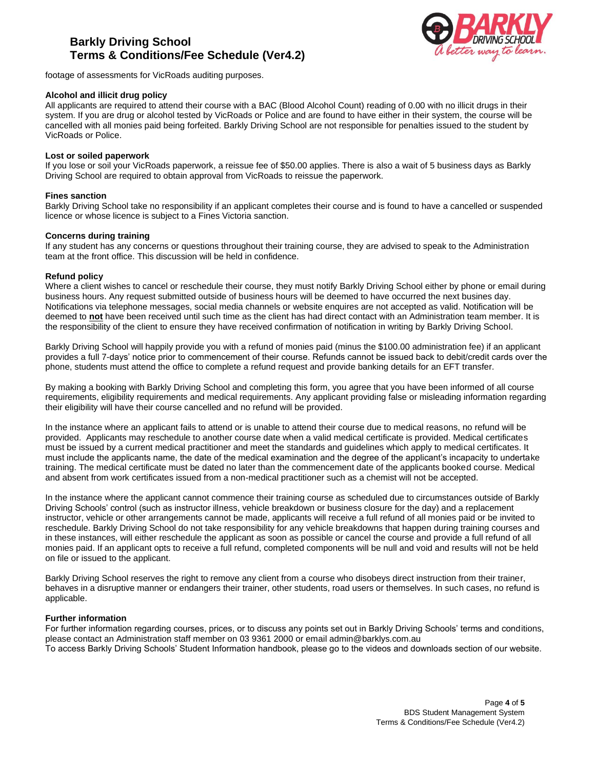footage of assessments for VicRoads auditing purposes.

**Alcohol and illicit drug policy**

All applicants are required to attend their course with a BAC (Blood Alcohol Count) reading of 0.00 with no illicit drugs in their system. If you are drug or alcohol tested by VicRoads or Police and are found to have either in their system, the course will be cancelled with all monies paid being forfeited. Barkly Driving School are not responsible for penalties issued to the student by VicRoads or Police.

**Lost or soiled paperwork**

If you lose or soil your VicRoads paperwork, a reissue fee of $50.00 applies. There is also a wait of 5 business days as Barkly Driving School are required to obtain approval from VicRoads to reissue the paperwork.

**Fines sanction**

Barkly Driving School take no responsibility if an applicant completes their course and is found to have a cancelled or suspended licence or whose licence is subject to a Fines Victoria sanction.

**Concerns during training**

If any student has any concerns or questions throughout their training course, they are advised to speak to the Administration team at the front office. This discussion will be held in confidence.

**Refund policy**

Where a client wishes to cancel or reschedule their course, they must notify Barkly Driving School either by phone or email during business hours. Any request submitted outside of business hours will be deemed to have occurred the next busines day. Notifications via telephone messages, social media channels or website enquires are not accepted as valid. Notification will be deemed to **not** have been received until such time as the client has had direct contact with an Administration team member. It is the responsibility of the client to ensure they have received confirmation of notification in writing by Barkly Driving School.

Barkly Driving School will happily provide you with a refund of monies paid (minus the $100.00 administration fee) if an applicant provides a full 7-days' notice prior to commencement of their course. Refunds cannot be issued back to debit/credit cards over the phone, students must attend the office to complete a refund request and provide banking details for an EFT transfer.

By making a booking with Barkly Driving School and completing this form, you agree that you have been informed of all course requirements, eligibility requirements and medical requirements. Any applicant providing false or misleading information regarding their eligibility will have their course cancelled and no refund will be provided.

In the instance where an applicant fails to attend or is unable to attend their course due to medical reasons, no refund will be provided. Applicants may reschedule to another course date when a valid medical certificate is provided. Medical certificates must be issued by a current medical practitioner and meet the standards and guidelines which apply to medical certificates. It must include the applicants name, the date of the medical examination and the degree of the applicant's incapacity to undertake training. The medical certificate must be dated no later than the commencement date of the applicants booked course. Medical and absent from work certificates issued from a non-medical practitioner such as a chemist will not be accepted.

In the instance where the applicant cannot commence their training course as scheduled due to circumstances outside of Barkly Driving Schools' control (such as instructor illness, vehicle breakdown or business closure for the day) and a replacement instructor, vehicle or other arrangements cannot be made, applicants will receive a full refund of all monies paid or be invited to reschedule. Barkly Driving School do not take responsibility for any vehicle breakdowns that happen during training courses and in these instances, will either reschedule the applicant as soon as possible or cancel the course and provide a full refund of all monies paid. If an applicant opts to receive a full refund, completed components will be null and void and results will not be held on file or issued to the applicant.

Barkly Driving School reserves the right to remove any client from a course who disobeys direct instruction from their trainer, behaves in a disruptive manner or endangers their trainer, other students, road users or themselves. In such cases, no refund is applicable.

**Further information**

For further information regarding courses, prices, or to discuss any points set out in Barkly Driving Schools' terms and conditions, please contact an Administration staff member on 03 9361 2000 or email admin@barklys.com.au
To access Barkly Driving Schools' Student Information handbook, please go to the videos and downloads section of our website.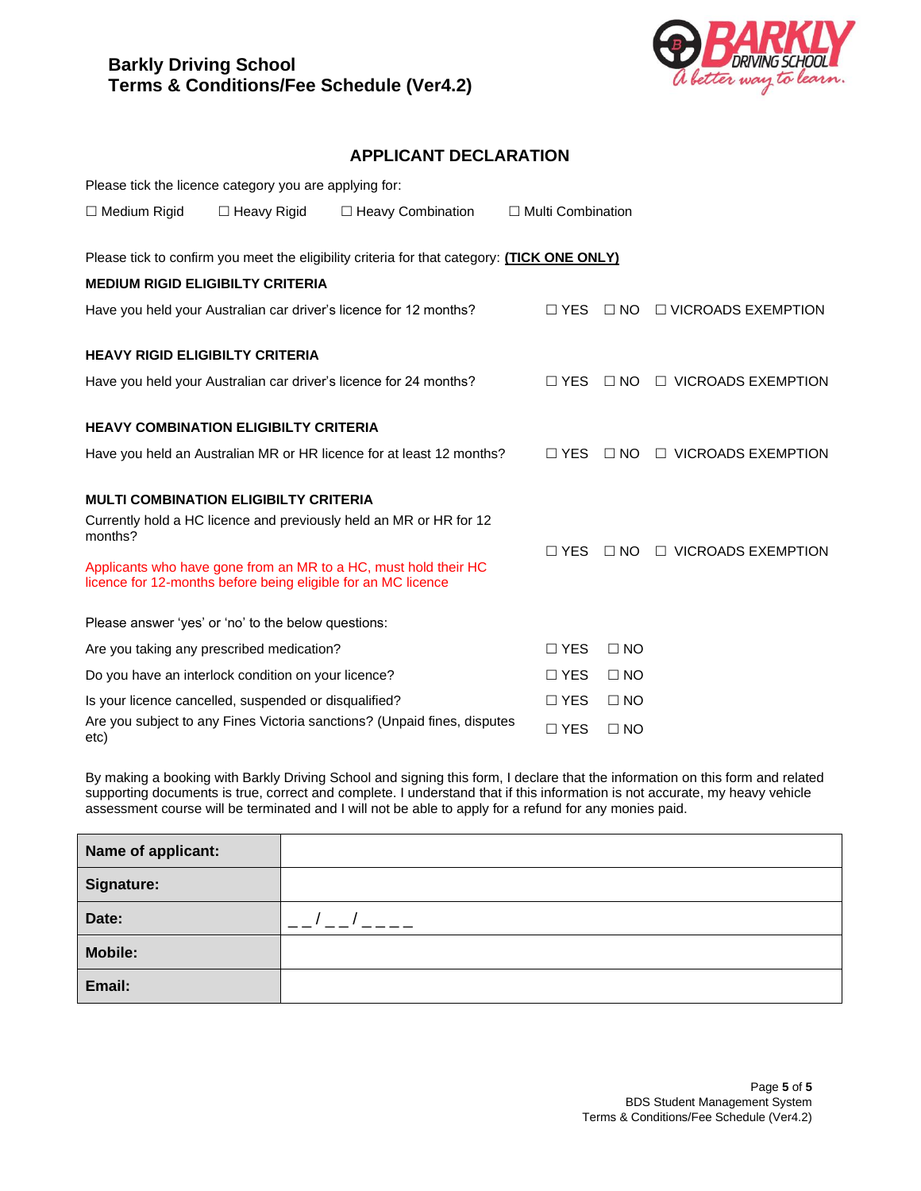## APPLICANT DECLARATION

Please tick the licence category you are applying for:

☐ Medium Rigid ☐ Heavy Rigid ☐ Heavy Combination ☐ Multi Combination

Please tick to confirm you meet the eligibility criteria for that category: **(TICK ONE ONLY)**

**MEDIUM RIGID ELIGIBILTY CRITERIA**

Have you held your Australian car driver's licence for 12 months? ☐ YES ☐ NO ☐ VICROADS EXEMPTION

**HEAVY RIGID ELIGIBILTY CRITERIA**

Have you held your Australian car driver's licence for 24 months? ☐ YES ☐ NO ☐ VICROADS EXEMPTION

**HEAVY COMBINATION ELIGIBILTY CRITERIA**

Have you held an Australian MR or HR licence for at least 12 months? ☐ YES ☐ NO ☐ VICROADS EXEMPTION

**MULTI COMBINATION ELIGIBILTY CRITERIA**

Currently hold a HC licence and previously held an MR or HR for 12 months? ☐ YES ☐ NO ☐ VICROADS EXEMPTION

Applicants who have gone from an MR to a HC, must hold their HC licence for 12-months before being eligible for an MC licence

Please answer 'yes' or 'no' to the below questions:

Are you taking any prescribed medication? ☐ YES ☐ NO

Do you have an interlock condition on your licence? ☐ YES ☐ NO

Is your licence cancelled, suspended or disqualified? ☐ YES ☐ NO

Are you subject to any Fines Victoria sanctions? (Unpaid fines, disputes etc) ☐ YES ☐ NO

By making a booking with Barkly Driving School and signing this form, I declare that the information on this form and related supporting documents is true, correct and complete. I understand that if this information is not accurate, my heavy vehicle assessment course will be terminated and I will not be able to apply for a refund for any monies paid.

| | |
|---|---|
| **Name of applicant:** | |
| **Signature:** | |
| **Date:** | _ _ / _ _ / _ _ _ _ |
| **Mobile:** | |
| **Email:** | |